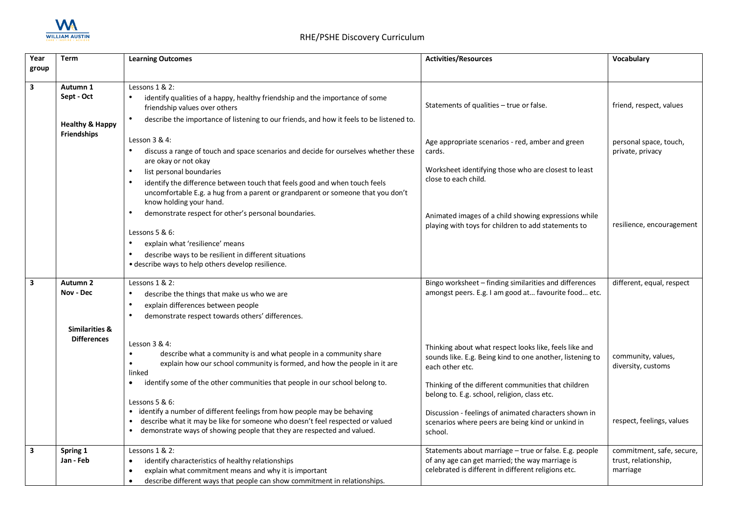# RHE/PSHE Discovery Curriculum

| Year group | Term | Learning Outcomes | Activities/Resources | Vocabulary |
|---|---|---|---|---|
| **3** | **Autumn 1**<br>**Sept - Oct**<br><br>**Healthy & Happy Friendships** | Lessons 1 & 2:<br>• identify qualities of a happy, healthy friendship and the importance of some friendship values over others<br>• describe the importance of listening to our friends, and how it feels to be listened to.<br><br>Lesson 3 & 4:<br>• discuss a range of touch and space scenarios and decide for ourselves whether these are okay or not okay<br>• list personal boundaries<br>• identify the difference between touch that feels good and when touch feels uncomfortable E.g. a hug from a parent or grandparent or someone that you don't know holding your hand.<br>• demonstrate respect for other's personal boundaries.<br><br>Lessons 5 & 6:<br>• explain what 'resilience' means<br>• describe ways to be resilient in different situations<br>• describe ways to help others develop resilience. | Statements of qualities – true or false.<br><br>Age appropriate scenarios - red, amber and green cards.<br><br>Worksheet identifying those who are closest to least close to each child.<br><br>Animated images of a child showing expressions while playing with toys for children to add statements to | friend, respect, values<br><br>personal space, touch, private, privacy<br><br>resilience, encouragement |
| **3** | **Autumn 2**<br>**Nov - Dec**<br><br>**Similarities & Differences** | Lessons 1 & 2:<br>• describe the things that make us who we are<br>• explain differences between people<br>• demonstrate respect towards others' differences.<br><br>Lesson 3 & 4:<br>• describe what a community is and what people in a community share<br>• explain how our school community is formed, and how the people in it are linked<br>• identify some of the other communities that people in our school belong to.<br><br>Lessons 5 & 6:<br>• identify a number of different feelings from how people may be behaving<br>• describe what it may be like for someone who doesn't feel respected or valued<br>• demonstrate ways of showing people that they are respected and valued. | Bingo worksheet – finding similarities and differences amongst peers. E.g. I am good at… favourite food… etc.<br><br>Thinking about what respect looks like, feels like and sounds like. E.g. Being kind to one another, listening to each other etc.<br><br>Thinking of the different communities that children belong to. E.g. school, religion, class etc.<br><br>Discussion - feelings of animated characters shown in scenarios where peers are being kind or unkind in school. | different, equal, respect<br><br>community, values, diversity, customs<br><br>respect, feelings, values |
| **3** | **Spring 1**<br>**Jan - Feb** | Lessons 1 & 2:<br>• identify characteristics of healthy relationships<br>• explain what commitment means and why it is important<br>• describe different ways that people can show commitment in relationships. | Statements about marriage – true or false. E.g. people of any age can get married; the way marriage is celebrated is different in different religions etc. | commitment, safe, secure, trust, relationship, marriage |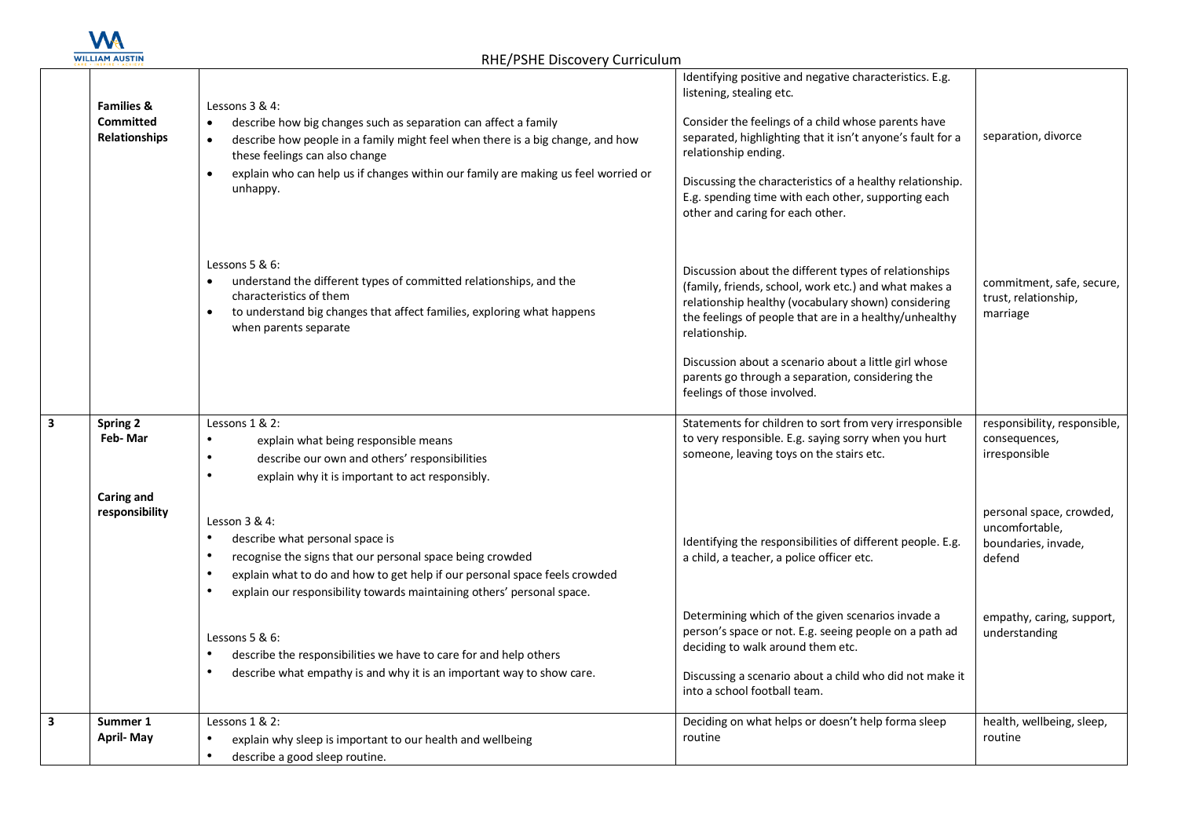## RHE/PSHE Discovery Curriculum

| | | | | |
|---|---|---|---|---|
| | **Families & Committed Relationships** | Lessons 3 & 4:<br>• describe how big changes such as separation can affect a family<br>• describe how people in a family might feel when there is a big change, and how these feelings can also change<br>• explain who can help us if changes within our family are making us feel worried or unhappy. | Identifying positive and negative characteristics. E.g. listening, stealing etc.<br><br>Consider the feelings of a child whose parents have separated, highlighting that it isn't anyone's fault for a relationship ending.<br><br>Discussing the characteristics of a healthy relationship. E.g. spending time with each other, supporting each other and caring for each other. | separation, divorce |
| | | Lessons 5 & 6:<br>• understand the different types of committed relationships, and the characteristics of them<br>• to understand big changes that affect families, exploring what happens when parents separate | Discussion about the different types of relationships (family, friends, school, work etc.) and what makes a relationship healthy (vocabulary shown) considering the feelings of people that are in a healthy/unhealthy relationship.<br><br>Discussion about a scenario about a little girl whose parents go through a separation, considering the feelings of those involved. | commitment, safe, secure, trust, relationship, marriage |
| **3** | **Spring 2 Feb- Mar**<br><br>**Caring and responsibility** | Lessons 1 & 2:<br>• explain what being responsible means<br>• describe our own and others' responsibilities<br>• explain why it is important to act responsibly.<br><br>Lesson 3 & 4:<br>• describe what personal space is<br>• recognise the signs that our personal space being crowded<br>• explain what to do and how to get help if our personal space feels crowded<br>• explain our responsibility towards maintaining others' personal space.<br><br>Lessons 5 & 6:<br>• describe the responsibilities we have to care for and help others<br>• describe what empathy is and why it is an important way to show care. | Statements for children to sort from very irresponsible to very responsible. E.g. saying sorry when you hurt someone, leaving toys on the stairs etc.<br><br>Identifying the responsibilities of different people. E.g. a child, a teacher, a police officer etc.<br><br>Determining which of the given scenarios invade a person's space or not. E.g. seeing people on a path ad deciding to walk around them etc.<br><br>Discussing a scenario about a child who did not make it into a school football team. | responsibility, responsible, consequences, irresponsible<br><br>personal space, crowded, uncomfortable, boundaries, invade, defend<br><br>empathy, caring, support, understanding |
| **3** | **Summer 1 April- May** | Lessons 1 & 2:<br>• explain why sleep is important to our health and wellbeing<br>• describe a good sleep routine. | Deciding on what helps or doesn't help forma sleep routine | health, wellbeing, sleep, routine |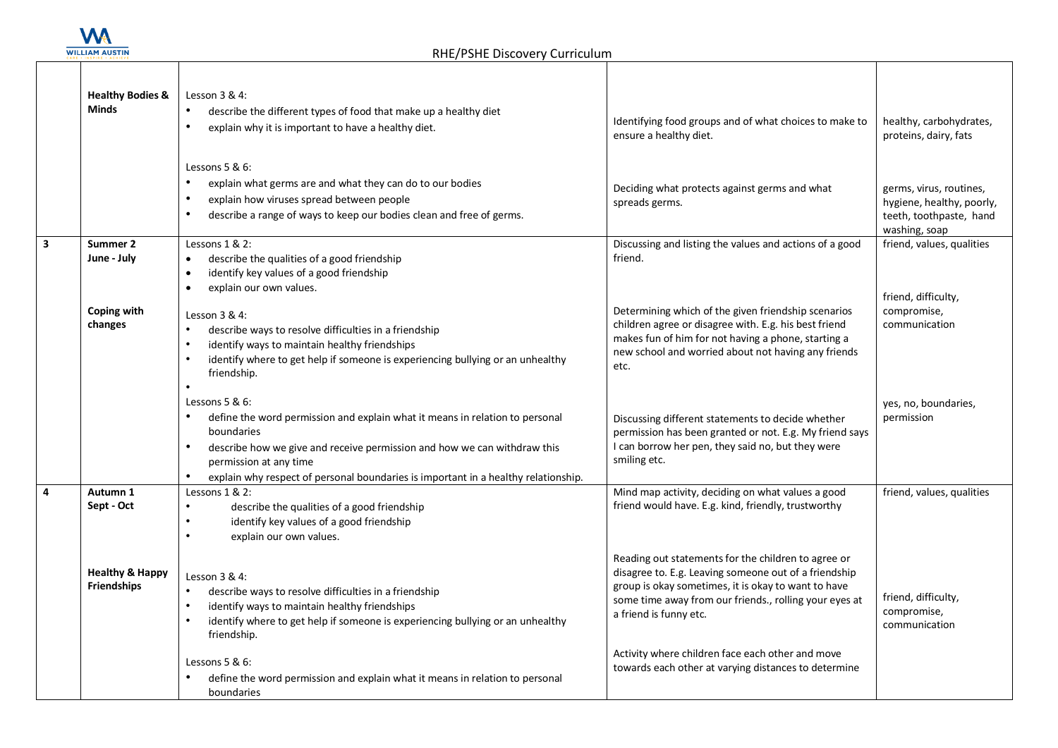| | | | | |
|---|---|---|---|---|
| | **Healthy Bodies & Minds** | Lesson 3 & 4:<br>• describe the different types of food that make up a healthy diet<br>• explain why it is important to have a healthy diet. | Identifying food groups and of what choices to make to ensure a healthy diet. | healthy, carbohydrates, proteins, dairy, fats |
| | | Lessons 5 & 6:<br>• explain what germs are and what they can do to our bodies<br>• explain how viruses spread between people<br>• describe a range of ways to keep our bodies clean and free of germs. | Deciding what protects against germs and what spreads germs. | germs, virus, routines, hygiene, healthy, poorly, teeth, toothpaste, hand washing, soap |
| **3** | **Summer 2**<br>**June - July** | Lessons 1 & 2:<br>• describe the qualities of a good friendship<br>• identify key values of a good friendship<br>• explain our own values. | Discussing and listing the values and actions of a good friend. | friend, values, qualities |
| | **Coping with changes** | Lesson 3 & 4:<br>• describe ways to resolve difficulties in a friendship<br>• identify ways to maintain healthy friendships<br>• identify where to get help if someone is experiencing bullying or an unhealthy friendship.<br>• | Determining which of the given friendship scenarios children agree or disagree with. E.g. his best friend makes fun of him for not having a phone, starting a new school and worried about not having any friends etc. | friend, difficulty, compromise, communication |
| | | Lessons 5 & 6:<br>• define the word permission and explain what it means in relation to personal boundaries<br>• describe how we give and receive permission and how we can withdraw this permission at any time<br>• explain why respect of personal boundaries is important in a healthy relationship. | Discussing different statements to decide whether permission has been granted or not. E.g. My friend says I can borrow her pen, they said no, but they were smiling etc. | yes, no, boundaries, permission |
| **4** | **Autumn 1**<br>**Sept - Oct** | Lessons 1 & 2:<br>• describe the qualities of a good friendship<br>• identify key values of a good friendship<br>• explain our own values. | Mind map activity, deciding on what values a good friend would have. E.g. kind, friendly, trustworthy | friend, values, qualities |
| | **Healthy & Happy Friendships** | Lesson 3 & 4:<br>• describe ways to resolve difficulties in a friendship<br>• identify ways to maintain healthy friendships<br>• identify where to get help if someone is experiencing bullying or an unhealthy friendship. | Reading out statements for the children to agree or disagree to. E.g. Leaving someone out of a friendship group is okay sometimes, it is okay to want to have some time away from our friends., rolling your eyes at a friend is funny etc. | friend, difficulty, compromise, communication |
| | | Lessons 5 & 6:<br>• define the word permission and explain what it means in relation to personal boundaries | Activity where children face each other and move towards each other at varying distances to determine | |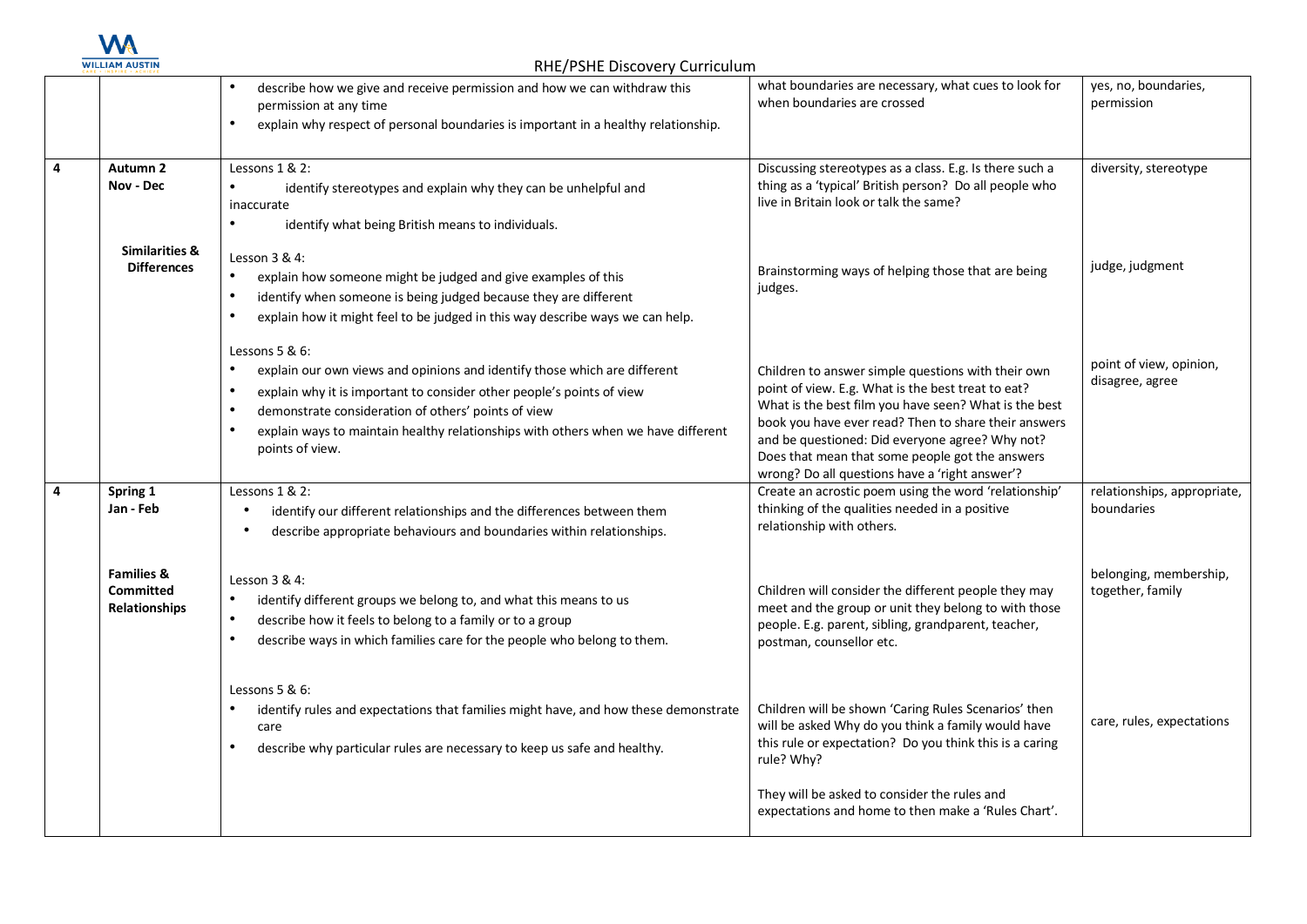| | | | | |
|---|---|---|---|---|
| | | • describe how we give and receive permission and how we can withdraw this permission at any time<br>• explain why respect of personal boundaries is important in a healthy relationship. | what boundaries are necessary, what cues to look for when boundaries are crossed | yes, no, boundaries, permission |
| 4 | **Autumn 2**<br>**Nov - Dec**<br><br>**Similarities & Differences** | Lessons 1 & 2:<br>• identify stereotypes and explain why they can be unhelpful and inaccurate<br>• identify what being British means to individuals.<br><br>Lesson 3 & 4:<br>• explain how someone might be judged and give examples of this<br>• identify when someone is being judged because they are different<br>• explain how it might feel to be judged in this way describe ways we can help.<br><br>Lessons 5 & 6:<br>• explain our own views and opinions and identify those which are different<br>• explain why it is important to consider other people's points of view<br>• demonstrate consideration of others' points of view<br>• explain ways to maintain healthy relationships with others when we have different points of view. | Discussing stereotypes as a class. E.g. Is there such a thing as a 'typical' British person? Do all people who live in Britain look or talk the same?<br><br>Brainstorming ways of helping those that are being judges.<br><br>Children to answer simple questions with their own point of view. E.g. What is the best treat to eat? What is the best film you have seen? What is the best book you have ever read? Then to share their answers and be questioned: Did everyone agree? Why not? Does that mean that some people got the answers wrong? Do all questions have a 'right answer'? | diversity, stereotype<br><br>judge, judgment<br><br>point of view, opinion, disagree, agree |
| 4 | **Spring 1**<br>**Jan - Feb**<br><br>**Families & Committed Relationships** | Lessons 1 & 2:<br>• identify our different relationships and the differences between them<br>• describe appropriate behaviours and boundaries within relationships.<br><br>Lesson 3 & 4:<br>• identify different groups we belong to, and what this means to us<br>• describe how it feels to belong to a family or to a group<br>• describe ways in which families care for the people who belong to them.<br><br>Lessons 5 & 6:<br>• identify rules and expectations that families might have, and how these demonstrate care<br>• describe why particular rules are necessary to keep us safe and healthy. | Create an acrostic poem using the word 'relationship' thinking of the qualities needed in a positive relationship with others.<br><br>Children will consider the different people they may meet and the group or unit they belong to with those people. E.g. parent, sibling, grandparent, teacher, postman, counsellor etc.<br><br>Children will be shown 'Caring Rules Scenarios' then will be asked Why do you think a family would have this rule or expectation? Do you think this is a caring rule? Why?<br><br>They will be asked to consider the rules and expectations and home to then make a 'Rules Chart'. | relationships, appropriate, boundaries<br><br>belonging, membership, together, family<br><br>care, rules, expectations |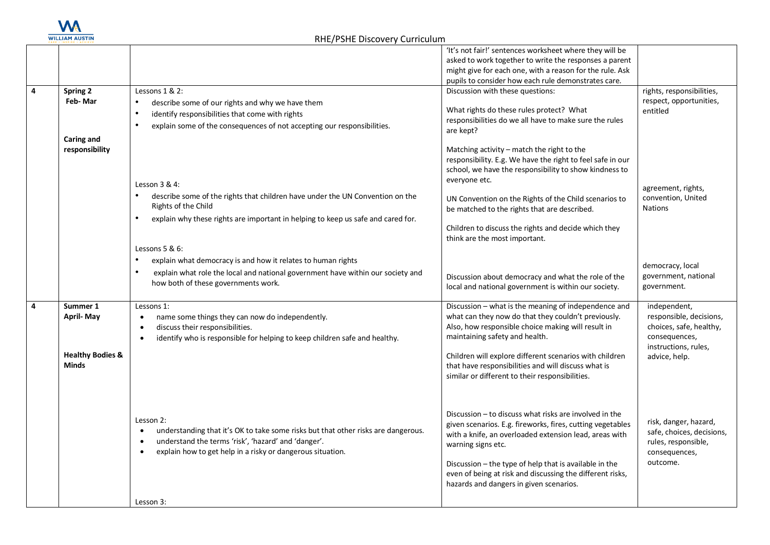| | | | 'It's not fair!' sentences worksheet where they will be asked to work together to write the responses a parent might give for each one, with a reason for the rule. Ask pupils to consider how each rule demonstrates care. | |
|---|---|---|---|---|
| 4 | **Spring 2** **Feb- Mar** **Caring and responsibility** | Lessons 1 & 2: <br>• describe some of our rights and why we have them <br>• identify responsibilities that come with rights <br>• explain some of the consequences of not accepting our responsibilities. <br><br>Lesson 3 & 4: <br>• describe some of the rights that children have under the UN Convention on the Rights of the Child <br>• explain why these rights are important in helping to keep us safe and cared for. <br><br>Lessons 5 & 6: <br>• explain what democracy is and how it relates to human rights <br>• explain what role the local and national government have within our society and how both of these governments work. | Discussion with these questions: <br><br>What rights do these rules protect? What responsibilities do we all have to make sure the rules are kept? <br><br>Matching activity – match the right to the responsibility. E.g. We have the right to feel safe in our school, we have the responsibility to show kindness to everyone etc. <br><br>UN Convention on the Rights of the Child scenarios to be matched to the rights that are described. <br><br>Children to discuss the rights and decide which they think are the most important. <br><br>Discussion about democracy and what the role of the local and national government is within our society. | rights, responsibilities, respect, opportunities, entitled <br><br>agreement, rights, convention, United Nations <br><br>democracy, local government, national government. |
| 4 | **Summer 1** **April- May** **Healthy Bodies & Minds** | Lessons 1: <br>• name some things they can now do independently. <br>• discuss their responsibilities. <br>• identify who is responsible for helping to keep children safe and healthy. <br><br>Lesson 2: <br>• understanding that it's OK to take some risks but that other risks are dangerous. <br>• understand the terms 'risk', 'hazard' and 'danger'. <br>• explain how to get help in a risky or dangerous situation. <br><br>Lesson 3: | Discussion – what is the meaning of independence and what can they now do that they couldn't previously. Also, how responsible choice making will result in maintaining safety and health. <br><br>Children will explore different scenarios with children that have responsibilities and will discuss what is similar or different to their responsibilities. <br><br>Discussion – to discuss what risks are involved in the given scenarios. E.g. fireworks, fires, cutting vegetables with a knife, an overloaded extension lead, areas with warning signs etc. <br><br>Discussion – the type of help that is available in the even of being at risk and discussing the different risks, hazards and dangers in given scenarios. | independent, responsible, decisions, choices, safe, healthy, consequences, instructions, rules, advice, help. <br><br>risk, danger, hazard, safe, choices, decisions, rules, responsible, consequences, outcome. |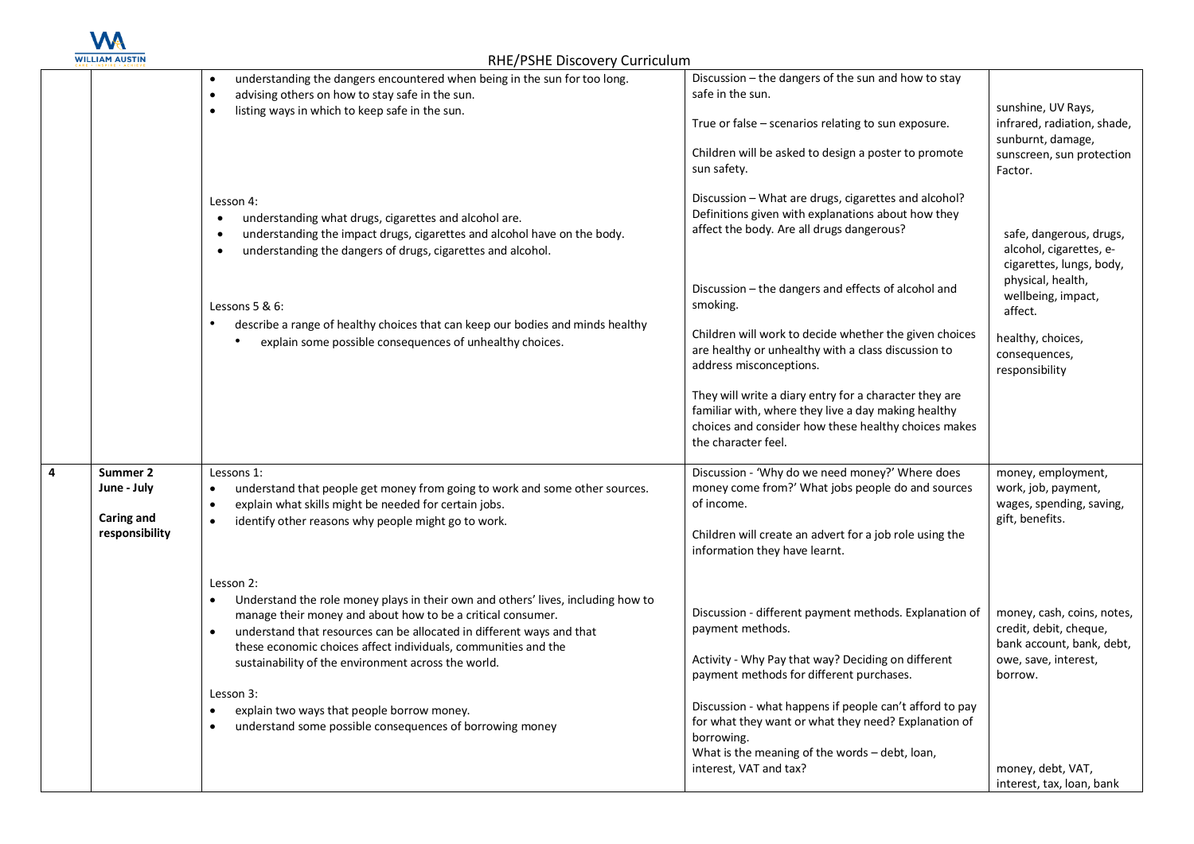| | | | | |
|---|---|---|---|---|
| | | • understanding the dangers encountered when being in the sun for too long.<br>• advising others on how to stay safe in the sun.<br>• listing ways in which to keep safe in the sun. | Discussion – the dangers of the sun and how to stay safe in the sun.<br><br>True or false – scenarios relating to sun exposure.<br><br>Children will be asked to design a poster to promote sun safety. | sunshine, UV Rays, infrared, radiation, shade, sunburnt, damage, sunscreen, sun protection Factor. |
| | | Lesson 4:<br>• understanding what drugs, cigarettes and alcohol are.<br>• understanding the impact drugs, cigarettes and alcohol have on the body.<br>• understanding the dangers of drugs, cigarettes and alcohol. | Discussion – What are drugs, cigarettes and alcohol? Definitions given with explanations about how they affect the body. Are all drugs dangerous?<br><br>Discussion – the dangers and effects of alcohol and smoking. | safe, dangerous, drugs, alcohol, cigarettes, e-cigarettes, lungs, body, physical, health, wellbeing, impact, affect. |
| | | Lessons 5 & 6:<br>• describe a range of healthy choices that can keep our bodies and minds healthy<br>• explain some possible consequences of unhealthy choices. | Children will work to decide whether the given choices are healthy or unhealthy with a class discussion to address misconceptions.<br><br>They will write a diary entry for a character they are familiar with, where they live a day making healthy choices and consider how these healthy choices makes the character feel. | healthy, choices, consequences, responsibility |
| **4** | **Summer 2**<br>**June - July**<br><br>**Caring and responsibility** | Lessons 1:<br>• understand that people get money from going to work and some other sources.<br>• explain what skills might be needed for certain jobs.<br>• identify other reasons why people might go to work. | Discussion - 'Why do we need money?' Where does money come from?' What jobs people do and sources of income.<br><br>Children will create an advert for a job role using the information they have learnt. | money, employment, work, job, payment, wages, spending, saving, gift, benefits. |
| | | Lesson 2:<br>• Understand the role money plays in their own and others' lives, including how to manage their money and about how to be a critical consumer.<br>• understand that resources can be allocated in different ways and that these economic choices affect individuals, communities and the sustainability of the environment across the world. | Discussion - different payment methods. Explanation of payment methods.<br><br>Activity - Why Pay that way? Deciding on different payment methods for different purchases. | money, cash, coins, notes, credit, debit, cheque, bank account, bank, debt, owe, save, interest, borrow. |
| | | Lesson 3:<br>• explain two ways that people borrow money.<br>• understand some possible consequences of borrowing money | Discussion - what happens if people can't afford to pay for what they want or what they need? Explanation of borrowing.<br>What is the meaning of the words – debt, loan, interest, VAT and tax? | money, debt, VAT, interest, tax, loan, bank |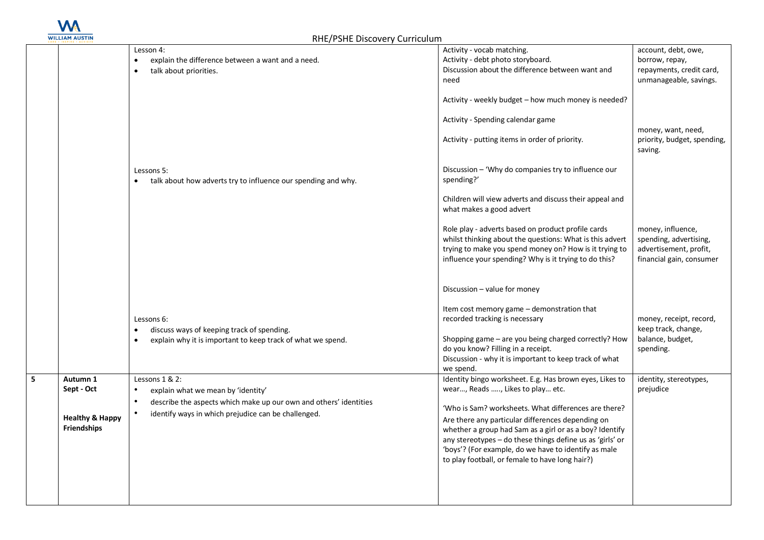| | | | | |
|---|---|---|---|---|
| | | Lesson 4:<br>• explain the difference between a want and a need.<br>• talk about priorities. | Activity - vocab matching.<br>Activity - debt photo storyboard.<br>Discussion about the difference between want and need<br><br>Activity - weekly budget – how much money is needed?<br><br>Activity - Spending calendar game<br><br>Activity - putting items in order of priority. | account, debt, owe, borrow, repay, repayments, credit card, unmanageable, savings.<br><br>money, want, need, priority, budget, spending, saving. |
| | | Lessons 5:<br>• talk about how adverts try to influence our spending and why. | Discussion – 'Why do companies try to influence our spending?'<br><br>Children will view adverts and discuss their appeal and what makes a good advert<br><br>Role play - adverts based on product profile cards whilst thinking about the questions: What is this advert trying to make you spend money on? How is it trying to influence your spending? Why is it trying to do this?<br><br>Discussion – value for money | money, influence, spending, advertising, advertisement, profit, financial gain, consumer |
| | | Lessons 6:<br>• discuss ways of keeping track of spending.<br>• explain why it is important to keep track of what we spend. | Item cost memory game – demonstration that recorded tracking is necessary<br><br>Shopping game – are you being charged correctly? How do you know? Filling in a receipt.<br>Discussion - why it is important to keep track of what we spend. | money, receipt, record, keep track, change, balance, budget, spending. |
| **5** | **Autumn 1**<br>**Sept - Oct**<br><br>**Healthy & Happy Friendships** | Lessons 1 & 2:<br>• explain what we mean by 'identity'<br>• describe the aspects which make up our own and others' identities<br>• identify ways in which prejudice can be challenged. | Identity bingo worksheet. E.g. Has brown eyes, Likes to wear…, Reads ….., Likes to play… etc.<br><br>'Who is Sam? worksheets. What differences are there? Are there any particular differences depending on whether a group had Sam as a girl or as a boy? Identify any stereotypes – do these things define us as 'girls' or 'boys'? (For example, do we have to identify as male to play football, or female to have long hair?) | identity, stereotypes, prejudice |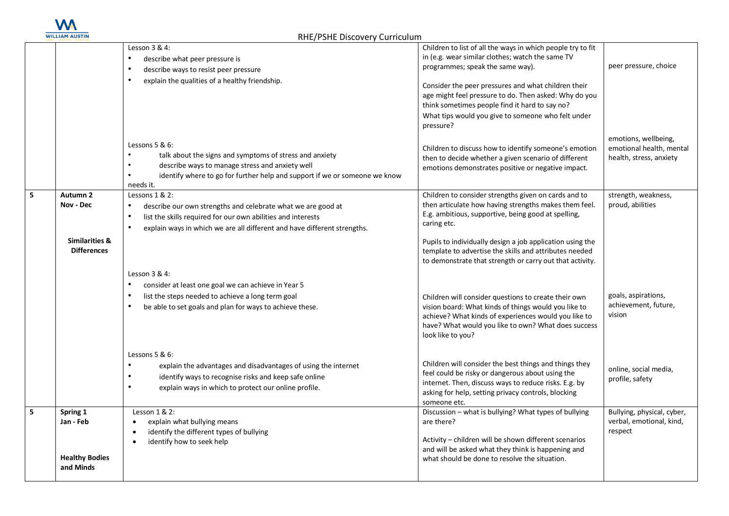| | | | | |
|---|---|---|---|---|
| | | Lesson 3 & 4:<br>• describe what peer pressure is<br>• describe ways to resist peer pressure<br>• explain the qualities of a healthy friendship. | Children to list of all the ways in which people try to fit in (e.g. wear similar clothes; watch the same TV programmes; speak the same way).<br><br>Consider the peer pressures and what children their age might feel pressure to do. Then asked: Why do you think sometimes people find it hard to say no?<br>What tips would you give to someone who felt under pressure? | peer pressure, choice |
| | | Lessons 5 & 6:<br>• talk about the signs and symptoms of stress and anxiety<br>• describe ways to manage stress and anxiety well<br>• identify where to go for further help and support if we or someone we know needs it. | Children to discuss how to identify someone's emotion then to decide whether a given scenario of different emotions demonstrates positive or negative impact. | emotions, wellbeing, emotional health, mental health, stress, anxiety |
| 5 | **Autumn 2**<br>**Nov - Dec**<br><br>**Similarities & Differences** | Lessons 1 & 2:<br>• describe our own strengths and celebrate what we are good at<br>• list the skills required for our own abilities and interests<br>• explain ways in which we are all different and have different strengths. | Children to consider strengths given on cards and to then articulate how having strengths makes them feel. E.g. ambitious, supportive, being good at spelling, caring etc.<br><br>Pupils to individually design a job application using the template to advertise the skills and attributes needed to demonstrate that strength or carry out that activity. | strength, weakness, proud, abilities |
| | | Lesson 3 & 4:<br>• consider at least one goal we can achieve in Year 5<br>• list the steps needed to achieve a long term goal<br>• be able to set goals and plan for ways to achieve these. | Children will consider questions to create their own vision board: What kinds of things would you like to achieve? What kinds of experiences would you like to have? What would you like to own? What does success look like to you? | goals, aspirations, achievement, future, vision |
| | | Lessons 5 & 6:<br>• explain the advantages and disadvantages of using the internet<br>• identify ways to recognise risks and keep safe online<br>• explain ways in which to protect our online profile. | Children will consider the best things and things they feel could be risky or dangerous about using the internet. Then, discuss ways to reduce risks. E.g. by asking for help, setting privacy controls, blocking someone etc. | online, social media, profile, safety |
| 5 | **Spring 1**<br>**Jan - Feb**<br><br>**Healthy Bodies and Minds** | Lesson 1 & 2:<br>• explain what bullying means<br>• identify the different types of bullying<br>• identify how to seek help | Discussion – what is bullying? What types of bullying are there?<br><br>Activity – children will be shown different scenarios and will be asked what they think is happening and what should be done to resolve the situation. | Bullying, physical, cyber, verbal, emotional, kind, respect |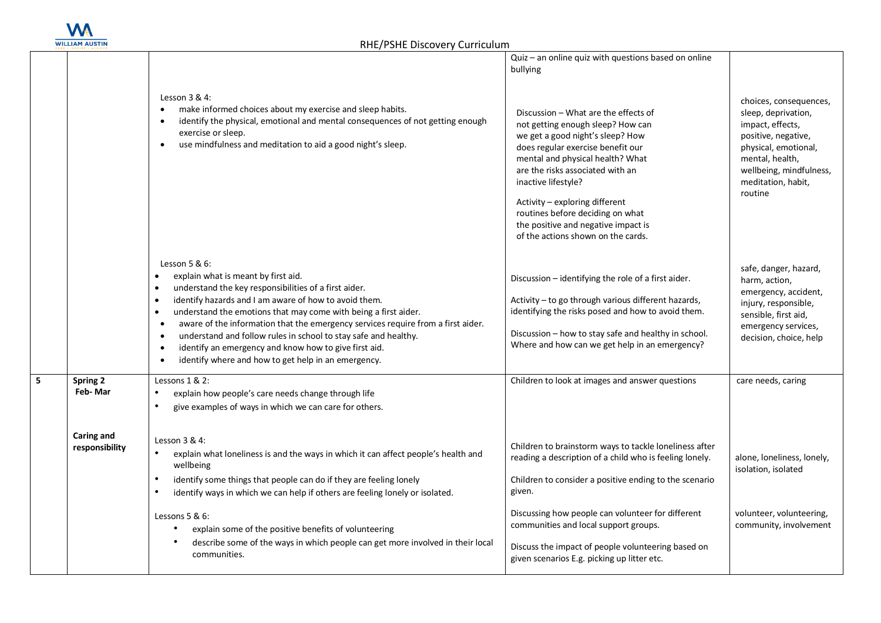| | | | Quiz – an online quiz with questions based on online bullying | |
|---|---|---|---|---|
| | | Lesson 3 & 4:<br>• make informed choices about my exercise and sleep habits.<br>• identify the physical, emotional and mental consequences of not getting enough exercise or sleep.<br>• use mindfulness and meditation to aid a good night's sleep. | Discussion – What are the effects of not getting enough sleep? How can we get a good night's sleep? How does regular exercise benefit our mental and physical health? What are the risks associated with an inactive lifestyle?<br><br>Activity – exploring different routines before deciding on what the positive and negative impact is of the actions shown on the cards. | choices, consequences, sleep, deprivation, impact, effects, positive, negative, physical, emotional, mental, health, wellbeing, mindfulness, meditation, habit, routine |
| | | Lesson 5 & 6:<br>• explain what is meant by first aid.<br>• understand the key responsibilities of a first aider.<br>• identify hazards and I am aware of how to avoid them.<br>• understand the emotions that may come with being a first aider.<br>• aware of the information that the emergency services require from a first aider.<br>• understand and follow rules in school to stay safe and healthy.<br>• identify an emergency and know how to give first aid.<br>• identify where and how to get help in an emergency. | Discussion – identifying the role of a first aider.<br><br>Activity – to go through various different hazards, identifying the risks posed and how to avoid them.<br><br>Discussion – how to stay safe and healthy in school. Where and how can we get help in an emergency? | safe, danger, hazard, harm, action, emergency, accident, injury, responsible, sensible, first aid, emergency services, decision, choice, help |
| 5 | **Spring 2**<br>**Feb- Mar**<br><br>**Caring and responsibility** | Lessons 1 & 2:<br>• explain how people's care needs change through life<br>• give examples of ways in which we can care for others.<br><br>Lesson 3 & 4:<br>• explain what loneliness is and the ways in which it can affect people's health and wellbeing<br>• identify some things that people can do if they are feeling lonely<br>• identify ways in which we can help if others are feeling lonely or isolated.<br><br>Lessons 5 & 6:<br>• explain some of the positive benefits of volunteering<br>• describe some of the ways in which people can get more involved in their local communities. | Children to look at images and answer questions<br><br>Children to brainstorm ways to tackle loneliness after reading a description of a child who is feeling lonely.<br><br>Children to consider a positive ending to the scenario given.<br><br>Discussing how people can volunteer for different communities and local support groups.<br><br>Discuss the impact of people volunteering based on given scenarios E.g. picking up litter etc. | care needs, caring<br><br>alone, loneliness, lonely, isolation, isolated<br><br>volunteer, volunteering, community, involvement |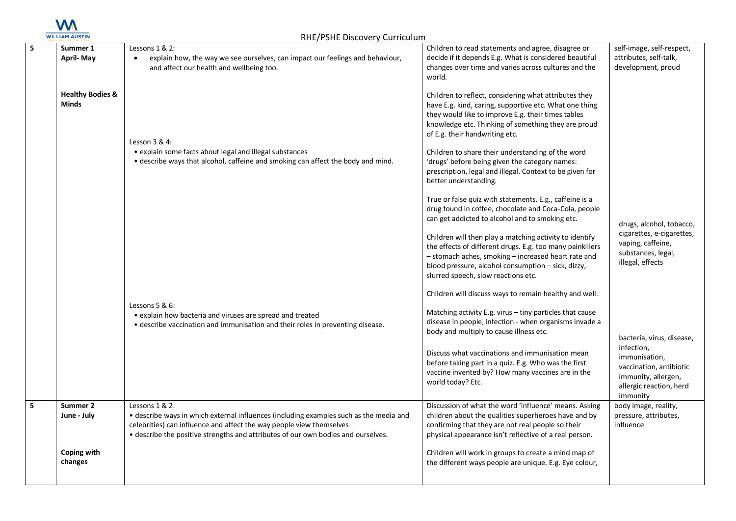RHE/PSHE Discovery Curriculum

| | | | | |
|---|---|---|---|---|
| 5 | **Summer 1** **April- May** **Healthy Bodies & Minds** | Lessons 1 & 2: • explain how, the way we see ourselves, can impact our feelings and behaviour, and affect our health and wellbeing too. | Children to read statements and agree, disagree or decide if it depends E.g. What is considered beautiful changes over time and varies across cultures and the world. Children to reflect, considering what attributes they have E.g. kind, caring, supportive etc. What one thing they would like to improve E.g. their times tables knowledge etc. Thinking of something they are proud of E.g. their handwriting etc. | self-image, self-respect, attributes, self-talk, development, proud |
| | | Lesson 3 & 4: • explain some facts about legal and illegal substances • describe ways that alcohol, caffeine and smoking can affect the body and mind. | Children to share their understanding of the word 'drugs' before being given the category names: prescription, legal and illegal. Context to be given for better understanding. True or false quiz with statements. E.g., caffeine is a drug found in coffee, chocolate and Coca-Cola, people can get addicted to alcohol and to smoking etc. Children will then play a matching activity to identify the effects of different drugs. E.g. too many painkillers – stomach aches, smoking – increased heart rate and blood pressure, alcohol consumption – sick, dizzy, slurred speech, slow reactions etc. Children will discuss ways to remain healthy and well. | drugs, alcohol, tobacco, cigarettes, e-cigarettes, vaping, caffeine, substances, legal, illegal, effects |
| | | Lessons 5 & 6: • explain how bacteria and viruses are spread and treated • describe vaccination and immunisation and their roles in preventing disease. | Matching activity E.g. virus – tiny particles that cause disease in people, infection - when organisms invade a body and multiply to cause illness etc. Discuss what vaccinations and immunisation mean before taking part in a quiz. E.g. Who was the first vaccine invented by? How many vaccines are in the world today? Etc. | bacteria, virus, disease, infection, immunisation, vaccination, antibiotic immunity, allergen, allergic reaction, herd immunity |
| 5 | **Summer 2** **June - July** **Coping with changes** | Lessons 1 & 2: • describe ways in which external influences (including examples such as the media and celebrities) can influence and affect the way people view themselves • describe the positive strengths and attributes of our own bodies and ourselves. | Discussion of what the word 'influence' means. Asking children about the qualities superheroes have and by confirming that they are not real people so their physical appearance isn't reflective of a real person. Children will work in groups to create a mind map of the different ways people are unique. E.g. Eye colour, | body image, reality, pressure, attributes, influence |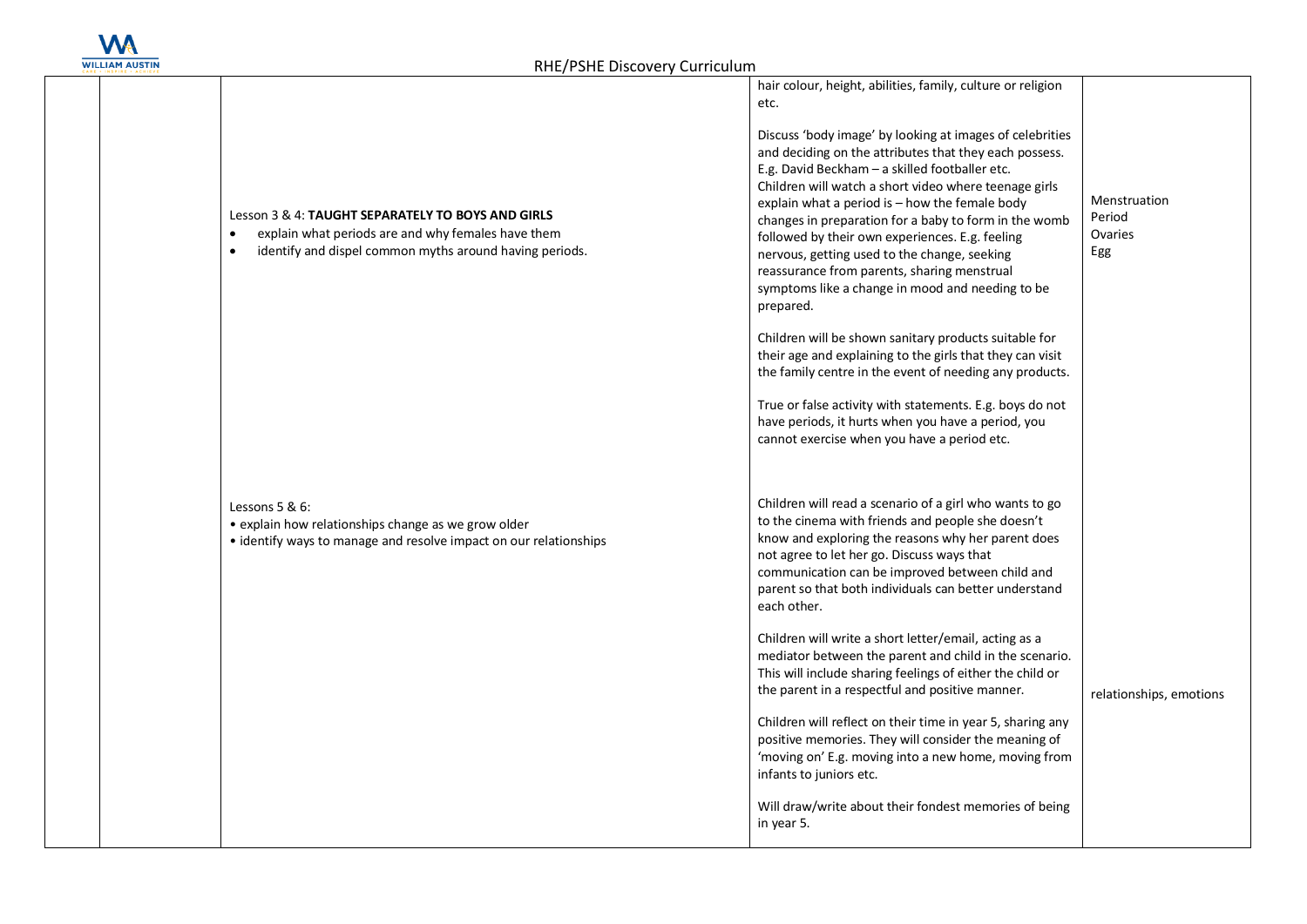| | | | | |
|---|---|---|---|---|
| | | Lesson 3 & 4: **TAUGHT SEPARATELY TO BOYS AND GIRLS**<br>• explain what periods are and why females have them<br>• identify and dispel common myths around having periods. | hair colour, height, abilities, family, culture or religion etc.<br><br>Discuss 'body image' by looking at images of celebrities and deciding on the attributes that they each possess. E.g. David Beckham – a skilled footballer etc.<br>Children will watch a short video where teenage girls explain what a period is – how the female body changes in preparation for a baby to form in the womb followed by their own experiences. E.g. feeling nervous, getting used to the change, seeking reassurance from parents, sharing menstrual symptoms like a change in mood and needing to be prepared.<br><br>Children will be shown sanitary products suitable for their age and explaining to the girls that they can visit the family centre in the event of needing any products.<br><br>True or false activity with statements. E.g. boys do not have periods, it hurts when you have a period, you cannot exercise when you have a period etc. | Menstruation<br>Period<br>Ovaries<br>Egg |
| | | Lessons 5 & 6:<br>• explain how relationships change as we grow older<br>• identify ways to manage and resolve impact on our relationships | Children will read a scenario of a girl who wants to go to the cinema with friends and people she doesn't know and exploring the reasons why her parent does not agree to let her go. Discuss ways that communication can be improved between child and parent so that both individuals can better understand each other.<br><br>Children will write a short letter/email, acting as a mediator between the parent and child in the scenario. This will include sharing feelings of either the child or the parent in a respectful and positive manner.<br><br>Children will reflect on their time in year 5, sharing any positive memories. They will consider the meaning of 'moving on' E.g. moving into a new home, moving from infants to juniors etc.<br><br>Will draw/write about their fondest memories of being in year 5. | relationships, emotions |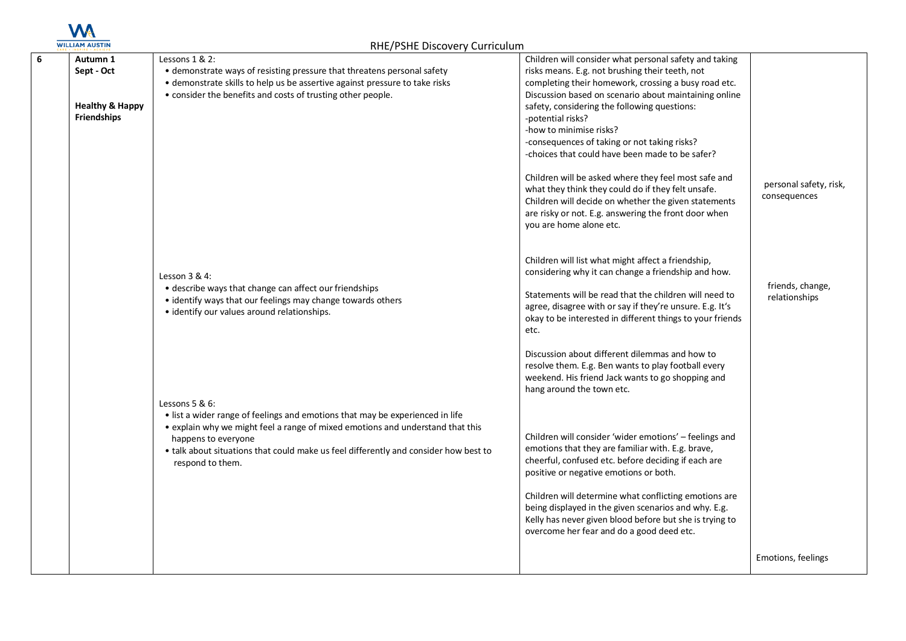RHE/PSHE Discovery Curriculum

| | | | | |
|---|---|---|---|---|
| 6 | **Autumn 1**<br>**Sept - Oct**<br><br>**Healthy & Happy Friendships** | Lessons 1 & 2:<br>• demonstrate ways of resisting pressure that threatens personal safety<br>• demonstrate skills to help us be assertive against pressure to take risks<br>• consider the benefits and costs of trusting other people. | Children will consider what personal safety and taking risks means. E.g. not brushing their teeth, not completing their homework, crossing a busy road etc. Discussion based on scenario about maintaining online safety, considering the following questions:<br>-potential risks?<br>-how to minimise risks?<br>-consequences of taking or not taking risks?<br>-choices that could have been made to be safer?<br><br>Children will be asked where they feel most safe and what they think they could do if they felt unsafe. Children will decide on whether the given statements are risky or not. E.g. answering the front door when you are home alone etc. | personal safety, risk, consequences |
| | | Lesson 3 & 4:<br>• describe ways that change can affect our friendships<br>• identify ways that our feelings may change towards others<br>• identify our values around relationships. | Children will list what might affect a friendship, considering why it can change a friendship and how.<br><br>Statements will be read that the children will need to agree, disagree with or say if they're unsure. E.g. It's okay to be interested in different things to your friends etc.<br><br>Discussion about different dilemmas and how to resolve them. E.g. Ben wants to play football every weekend. His friend Jack wants to go shopping and hang around the town etc. | friends, change, relationships |
| | | Lessons 5 & 6:<br>• list a wider range of feelings and emotions that may be experienced in life<br>• explain why we might feel a range of mixed emotions and understand that this happens to everyone<br>• talk about situations that could make us feel differently and consider how best to respond to them. | Children will consider 'wider emotions' – feelings and emotions that they are familiar with. E.g. brave, cheerful, confused etc. before deciding if each are positive or negative emotions or both.<br><br>Children will determine what conflicting emotions are being displayed in the given scenarios and why. E.g. Kelly has never given blood before but she is trying to overcome her fear and do a good deed etc. | Emotions, feelings |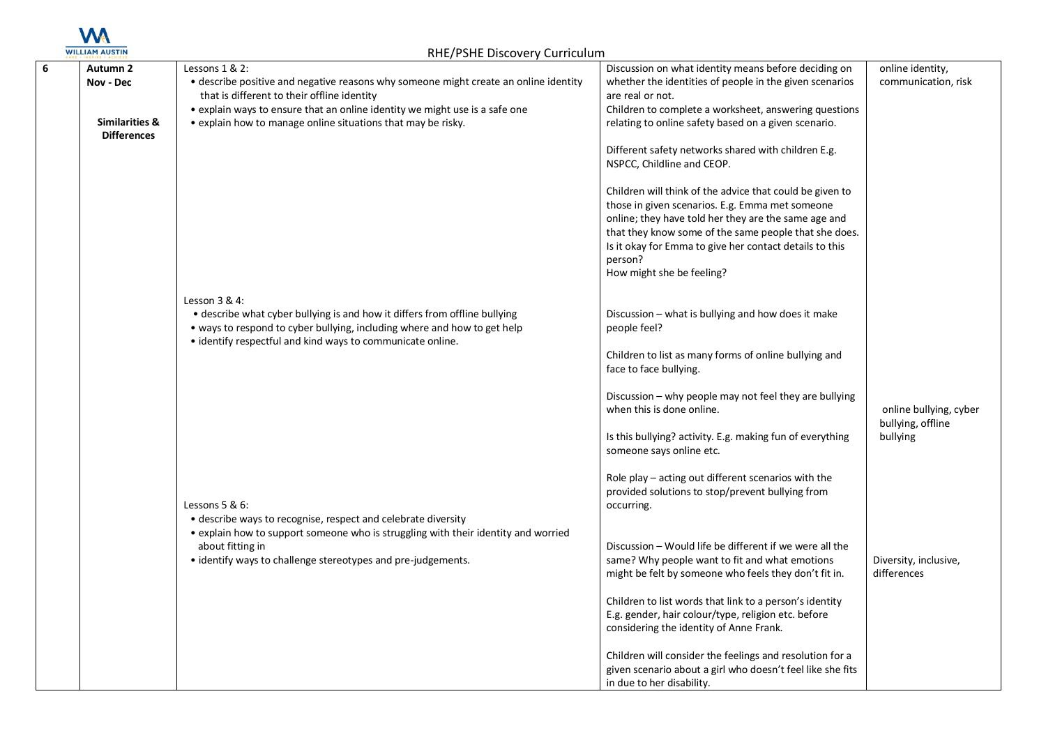| 6 | Autumn 2<br>Nov - Dec<br><br>**Similarities & Differences** | Lessons 1 & 2:<br>• describe positive and negative reasons why someone might create an online identity that is different to their offline identity<br>• explain ways to ensure that an online identity we might use is a safe one<br>• explain how to manage online situations that may be risky. | Discussion on what identity means before deciding on whether the identities of people in the given scenarios are real or not.<br>Children to complete a worksheet, answering questions relating to online safety based on a given scenario.<br><br>Different safety networks shared with children E.g. NSPCC, Childline and CEOP.<br><br>Children will think of the advice that could be given to those in given scenarios. E.g. Emma met someone online; they have told her they are the same age and that they know some of the same people that she does. Is it okay for Emma to give her contact details to this person?<br>How might she be feeling? | online identity, communication, risk |
|---|---|---|---|---|
| | | Lesson 3 & 4:<br>• describe what cyber bullying is and how it differs from offline bullying<br>• ways to respond to cyber bullying, including where and how to get help<br>• identify respectful and kind ways to communicate online. | Discussion – what is bullying and how does it make people feel?<br><br>Children to list as many forms of online bullying and face to face bullying.<br><br>Discussion – why people may not feel they are bullying when this is done online.<br><br>Is this bullying? activity. E.g. making fun of everything someone says online etc.<br><br>Role play – acting out different scenarios with the provided solutions to stop/prevent bullying from occurring. | online bullying, cyber bullying, offline bullying |
| | | Lessons 5 & 6:<br>• describe ways to recognise, respect and celebrate diversity<br>• explain how to support someone who is struggling with their identity and worried about fitting in<br>• identify ways to challenge stereotypes and pre-judgements. | Discussion – Would life be different if we were all the same? Why people want to fit and what emotions might be felt by someone who feels they don't fit in.<br><br>Children to list words that link to a person's identity E.g. gender, hair colour/type, religion etc. before considering the identity of Anne Frank.<br><br>Children will consider the feelings and resolution for a given scenario about a girl who doesn't feel like she fits in due to her disability. | Diversity, inclusive, differences |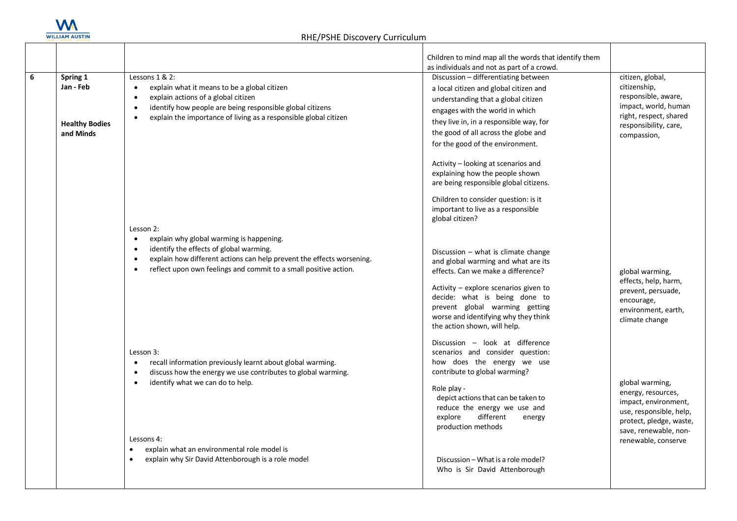| | | | Children to mind map all the words that identify them as individuals and not as part of a crowd. | |
|---|---|---|---|---|
| 6 | **Spring 1**<br>**Jan - Feb**<br><br>**Healthy Bodies and Minds** | Lessons 1 & 2:<br>• explain what it means to be a global citizen<br>• explain actions of a global citizen<br>• identify how people are being responsible global citizens<br>• explain the importance of living as a responsible global citizen | Discussion – differentiating between a local citizen and global citizen and understanding that a global citizen engages with the world in which they live in, in a responsible way, for the good of all across the globe and for the good of the environment.<br><br>Activity – looking at scenarios and explaining how the people shown are being responsible global citizens.<br><br>Children to consider question: is it important to live as a responsible global citizen? | citizen, global, citizenship, responsible, aware, impact, world, human right, respect, shared responsibility, care, compassion, |
| | | Lesson 2:<br>• explain why global warming is happening.<br>• identify the effects of global warming.<br>• explain how different actions can help prevent the effects worsening.<br>• reflect upon own feelings and commit to a small positive action. | Discussion – what is climate change and global warming and what are its effects. Can we make a difference?<br><br>Activity – explore scenarios given to decide: what is being done to prevent global warming getting worse and identifying why they think the action shown, will help. | global warming, effects, help, harm, prevent, persuade, encourage, environment, earth, climate change |
| | | Lesson 3:<br>• recall information previously learnt about global warming.<br>• discuss how the energy we use contributes to global warming.<br>• identify what we can do to help. | Discussion – look at difference scenarios and consider question: how does the energy we use contribute to global warming?<br><br>Role play - depict actions that can be taken to reduce the energy we use and explore different energy production methods | global warming, energy, resources, impact, environment, use, responsible, help, protect, pledge, waste, save, renewable, non-renewable, conserve |
| | | Lessons 4:<br>• explain what an environmental role model is<br>• explain why Sir David Attenborough is a role model | Discussion – What is a role model? Who is Sir David Attenborough | |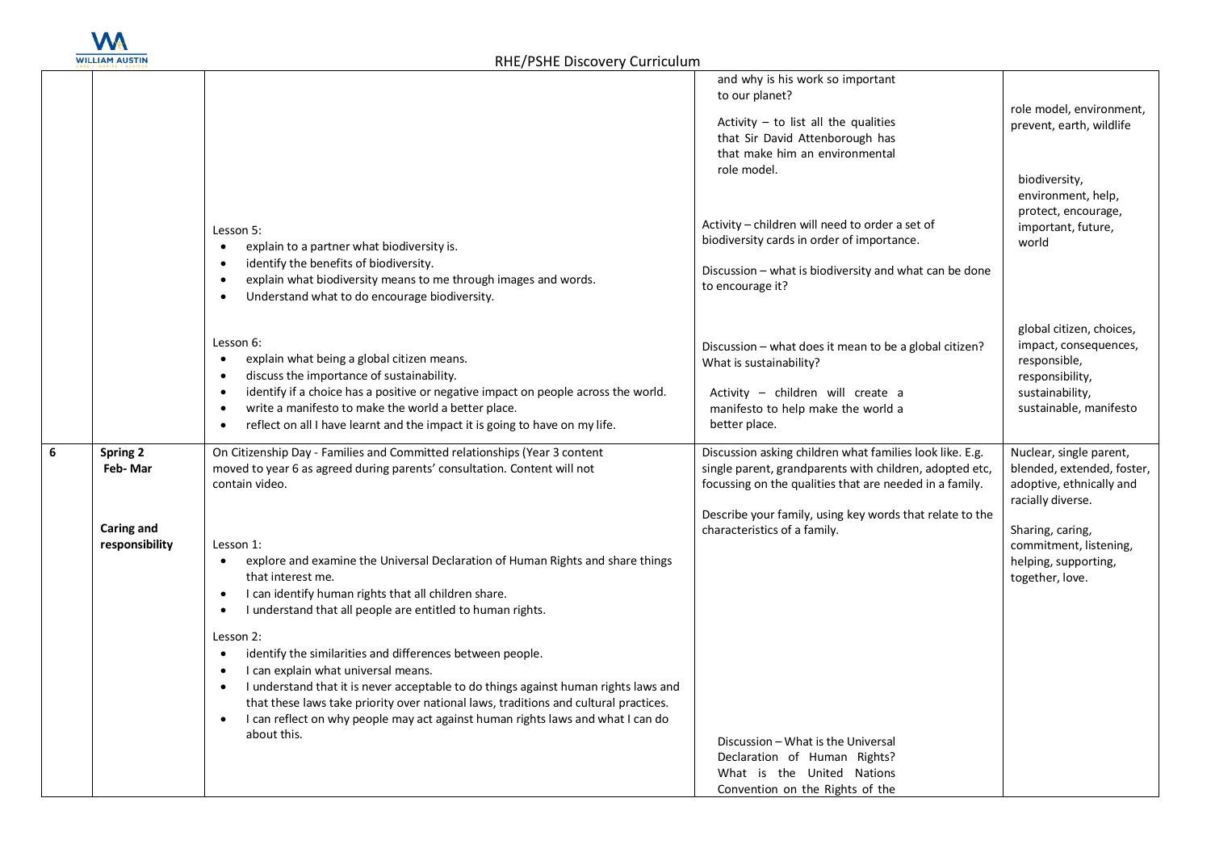| | | | | |
|---|---|---|---|---|
| | | | and why is his work so important to our planet?<br><br>Activity – to list all the qualities that Sir David Attenborough has that make him an environmental role model. | role model, environment, prevent, earth, wildlife |
| | | Lesson 5:<br>• explain to a partner what biodiversity is.<br>• identify the benefits of biodiversity.<br>• explain what biodiversity means to me through images and words.<br>• Understand what to do encourage biodiversity. | Activity – children will need to order a set of biodiversity cards in order of importance.<br><br>Discussion – what is biodiversity and what can be done to encourage it? | biodiversity, environment, help, protect, encourage, important, future, world |
| | | Lesson 6:<br>• explain what being a global citizen means.<br>• discuss the importance of sustainability.<br>• identify if a choice has a positive or negative impact on people across the world.<br>• write a manifesto to make the world a better place.<br>• reflect on all I have learnt and the impact it is going to have on my life. | Discussion – what does it mean to be a global citizen? What is sustainability?<br><br>Activity – children will create a manifesto to help make the world a better place. | global citizen, choices, impact, consequences, responsible, responsibility, sustainability, sustainable, manifesto |
| 6 | **Spring 2**<br>**Feb- Mar**<br><br>**Caring and responsibility** | On Citizenship Day - Families and Committed relationships (Year 3 content moved to year 6 as agreed during parents' consultation. Content will not contain video.<br><br>Lesson 1:<br>• explore and examine the Universal Declaration of Human Rights and share things that interest me.<br>• I can identify human rights that all children share.<br>• I understand that all people are entitled to human rights.<br><br>Lesson 2:<br>• identify the similarities and differences between people.<br>• I can explain what universal means.<br>• I understand that it is never acceptable to do things against human rights laws and that these laws take priority over national laws, traditions and cultural practices.<br>• I can reflect on why people may act against human rights laws and what I can do about this. | Discussion asking children what families look like. E.g. single parent, grandparents with children, adopted etc, focussing on the qualities that are needed in a family.<br><br>Describe your family, using key words that relate to the characteristics of a family.<br><br>Discussion – What is the Universal Declaration of Human Rights? What is the United Nations Convention on the Rights of the | Nuclear, single parent, blended, extended, foster, adoptive, ethnically and racially diverse.<br><br>Sharing, caring, commitment, listening, helping, supporting, together, love. |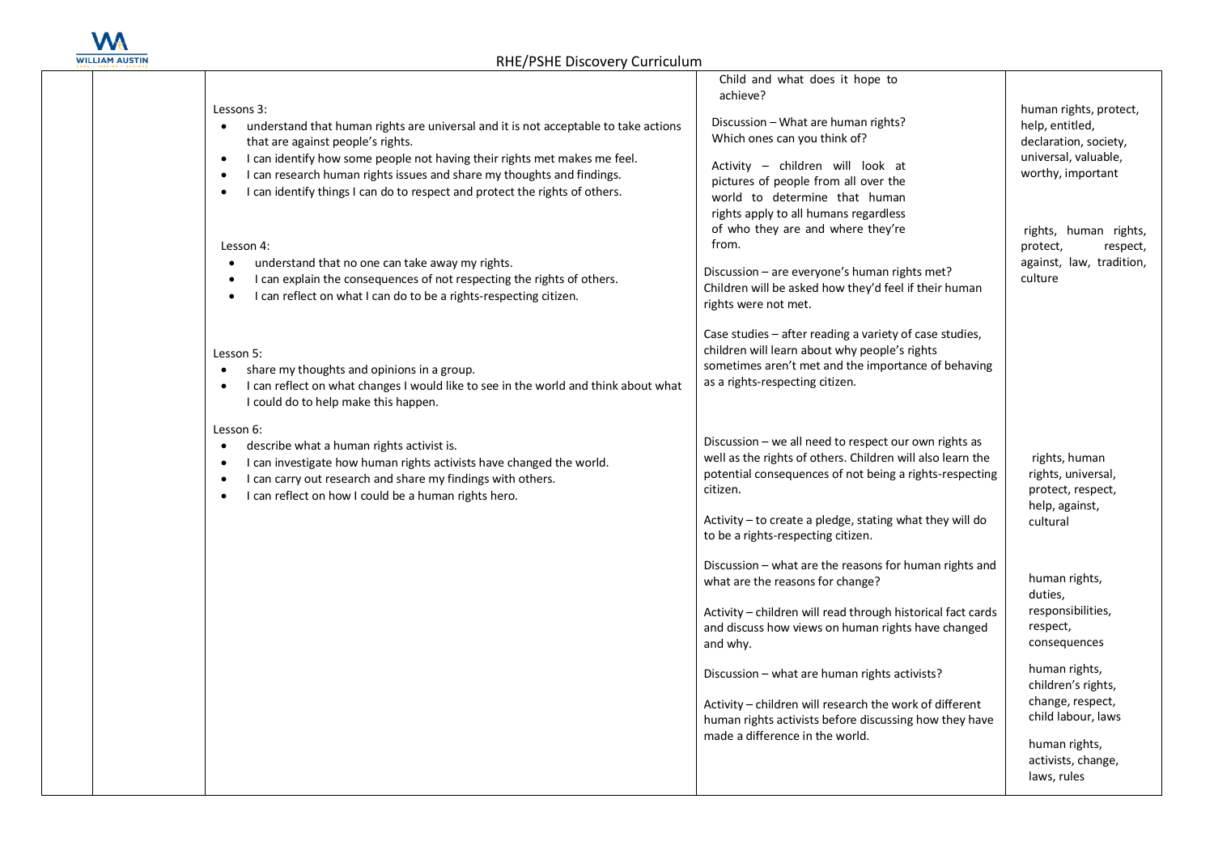## RHE/PSHE Discovery Curriculum

| | | | | |
|---|---|---|---|---|
| | | Lessons 3:<br>• understand that human rights are universal and it is not acceptable to take actions that are against people's rights.<br>• I can identify how some people not having their rights met makes me feel.<br>• I can research human rights issues and share my thoughts and findings.<br>• I can identify things I can do to respect and protect the rights of others.<br><br>Lesson 4:<br>• understand that no one can take away my rights.<br>• I can explain the consequences of not respecting the rights of others.<br>• I can reflect on what I can do to be a rights-respecting citizen.<br><br>Lesson 5:<br>• share my thoughts and opinions in a group.<br>• I can reflect on what changes I would like to see in the world and think about what I could do to help make this happen.<br><br>Lesson 6:<br>• describe what a human rights activist is.<br>• I can investigate how human rights activists have changed the world.<br>• I can carry out research and share my findings with others.<br>• I can reflect on how I could be a human rights hero. | Child and what does it hope to achieve?<br><br>Discussion – What are human rights? Which ones can you think of?<br><br>Activity – children will look at pictures of people from all over the world to determine that human rights apply to all humans regardless of who they are and where they're from.<br><br>Discussion – are everyone's human rights met? Children will be asked how they'd feel if their human rights were not met.<br><br>Case studies – after reading a variety of case studies, children will learn about why people's rights sometimes aren't met and the importance of behaving as a rights-respecting citizen.<br><br>Discussion – we all need to respect our own rights as well as the rights of others. Children will also learn the potential consequences of not being a rights-respecting citizen.<br><br>Activity – to create a pledge, stating what they will do to be a rights-respecting citizen.<br><br>Discussion – what are the reasons for human rights and what are the reasons for change?<br><br>Activity – children will read through historical fact cards and discuss how views on human rights have changed and why.<br><br>Discussion – what are human rights activists?<br><br>Activity – children will research the work of different human rights activists before discussing how they have made a difference in the world. | human rights, protect, help, entitled, declaration, society, universal, valuable, worthy, important<br><br>rights, human rights, protect, respect, against, law, tradition, culture<br><br>rights, human rights, universal, protect, respect, help, against, cultural<br><br>human rights, duties, responsibilities, respect, consequences<br><br>human rights, children's rights, change, respect, child labour, laws<br><br>human rights, activists, change, laws, rules |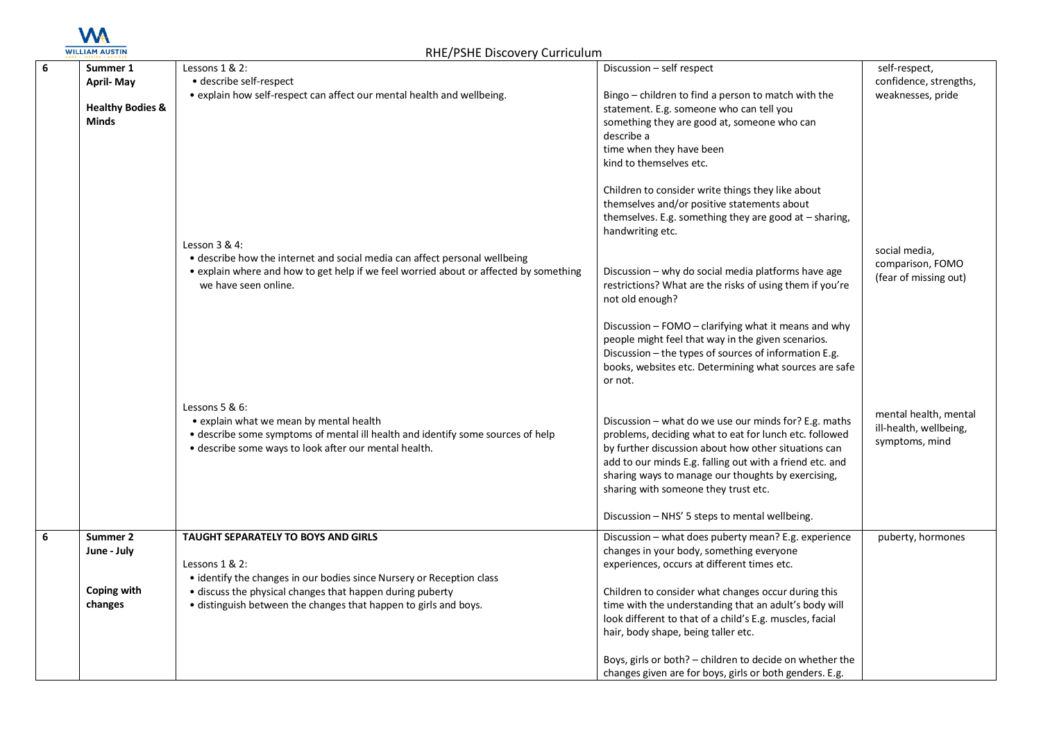| 6 | **Summer 1**<br>**April- May**<br><br>**Healthy Bodies & Minds** | Lessons 1 & 2:<br>• describe self-respect<br>• explain how self-respect can affect our mental health and wellbeing. | Discussion – self respect<br><br>Bingo – children to find a person to match with the statement. E.g. someone who can tell you something they are good at, someone who can describe a time when they have been kind to themselves etc.<br><br>Children to consider write things they like about themselves and/or positive statements about themselves. E.g. something they are good at – sharing, handwriting etc. | self-respect, confidence, strengths, weaknesses, pride |
|---|---|---|---|---|
| | | Lesson 3 & 4:<br>• describe how the internet and social media can affect personal wellbeing<br>• explain where and how to get help if we feel worried about or affected by something we have seen online. | Discussion – why do social media platforms have age restrictions? What are the risks of using them if you're not old enough?<br><br>Discussion – FOMO – clarifying what it means and why people might feel that way in the given scenarios.<br>Discussion – the types of sources of information E.g. books, websites etc. Determining what sources are safe or not. | social media, comparison, FOMO (fear of missing out) |
| | | Lessons 5 & 6:<br>• explain what we mean by mental health<br>• describe some symptoms of mental ill health and identify some sources of help<br>• describe some ways to look after our mental health. | Discussion – what do we use our minds for? E.g. maths problems, deciding what to eat for lunch etc. followed by further discussion about how other situations can add to our minds E.g. falling out with a friend etc. and sharing ways to manage our thoughts by exercising, sharing with someone they trust etc.<br><br>Discussion – NHS' 5 steps to mental wellbeing. | mental health, mental ill-health, wellbeing, symptoms, mind |
| 6 | **Summer 2**<br>**June - July**<br><br>**Coping with changes** | **TAUGHT SEPARATELY TO BOYS AND GIRLS**<br><br>Lessons 1 & 2:<br>• identify the changes in our bodies since Nursery or Reception class<br>• discuss the physical changes that happen during puberty<br>• distinguish between the changes that happen to girls and boys. | Discussion – what does puberty mean? E.g. experience changes in your body, something everyone experiences, occurs at different times etc.<br><br>Children to consider what changes occur during this time with the understanding that an adult's body will look different to that of a child's E.g. muscles, facial hair, body shape, being taller etc.<br><br>Boys, girls or both? – children to decide on whether the changes given are for boys, girls or both genders. E.g. | puberty, hormones |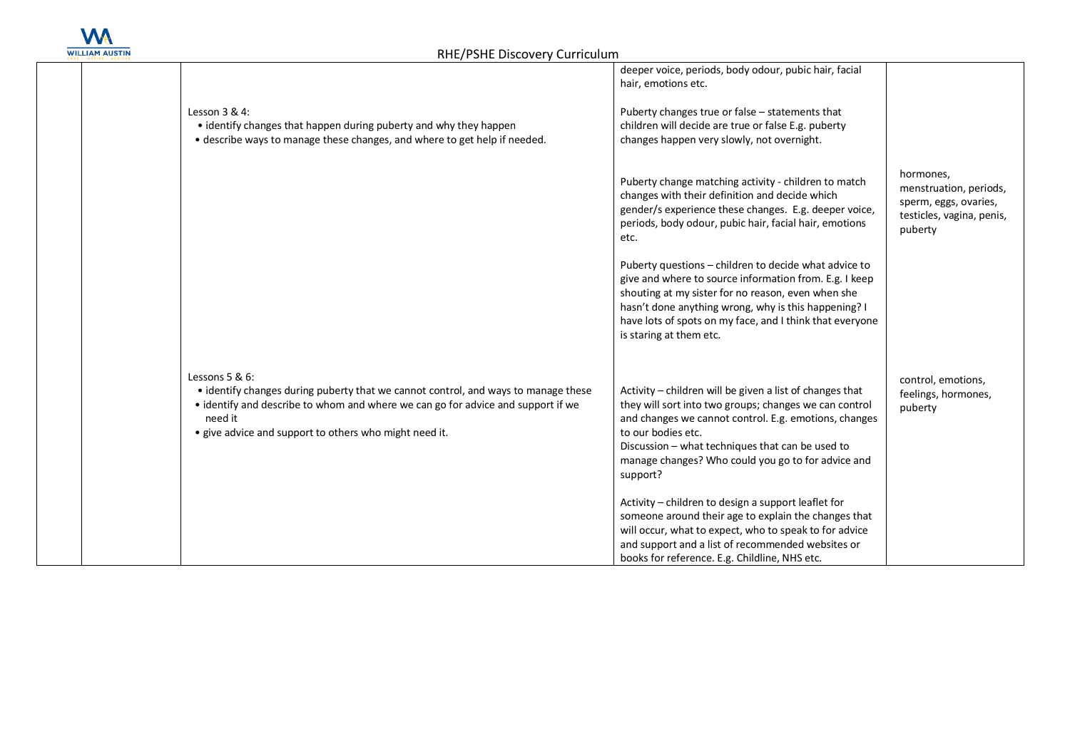| | | | | |
|---|---|---|---|---|
| | | | deeper voice, periods, body odour, pubic hair, facial hair, emotions etc. | |
| | | Lesson 3 & 4:<br>• identify changes that happen during puberty and why they happen<br>• describe ways to manage these changes, and where to get help if needed. | Puberty changes true or false – statements that children will decide are true or false E.g. puberty changes happen very slowly, not overnight. | hormones, menstruation, periods, sperm, eggs, ovaries, testicles, vagina, penis, puberty |
| | | | Puberty change matching activity - children to match changes with their definition and decide which gender/s experience these changes. E.g. deeper voice, periods, body odour, pubic hair, facial hair, emotions etc. | |
| | | | Puberty questions – children to decide what advice to give and where to source information from. E.g. I keep shouting at my sister for no reason, even when she hasn't done anything wrong, why is this happening? I have lots of spots on my face, and I think that everyone is staring at them etc. | |
| | | Lessons 5 & 6:<br>• identify changes during puberty that we cannot control, and ways to manage these<br>• identify and describe to whom and where we can go for advice and support if we need it<br>• give advice and support to others who might need it. | Activity – children will be given a list of changes that they will sort into two groups; changes we can control and changes we cannot control. E.g. emotions, changes to our bodies etc.<br>Discussion – what techniques that can be used to manage changes? Who could you go to for advice and support? | control, emotions, feelings, hormones, puberty |
| | | | Activity – children to design a support leaflet for someone around their age to explain the changes that will occur, what to expect, who to speak to for advice and support and a list of recommended websites or books for reference. E.g. Childline, NHS etc. | |